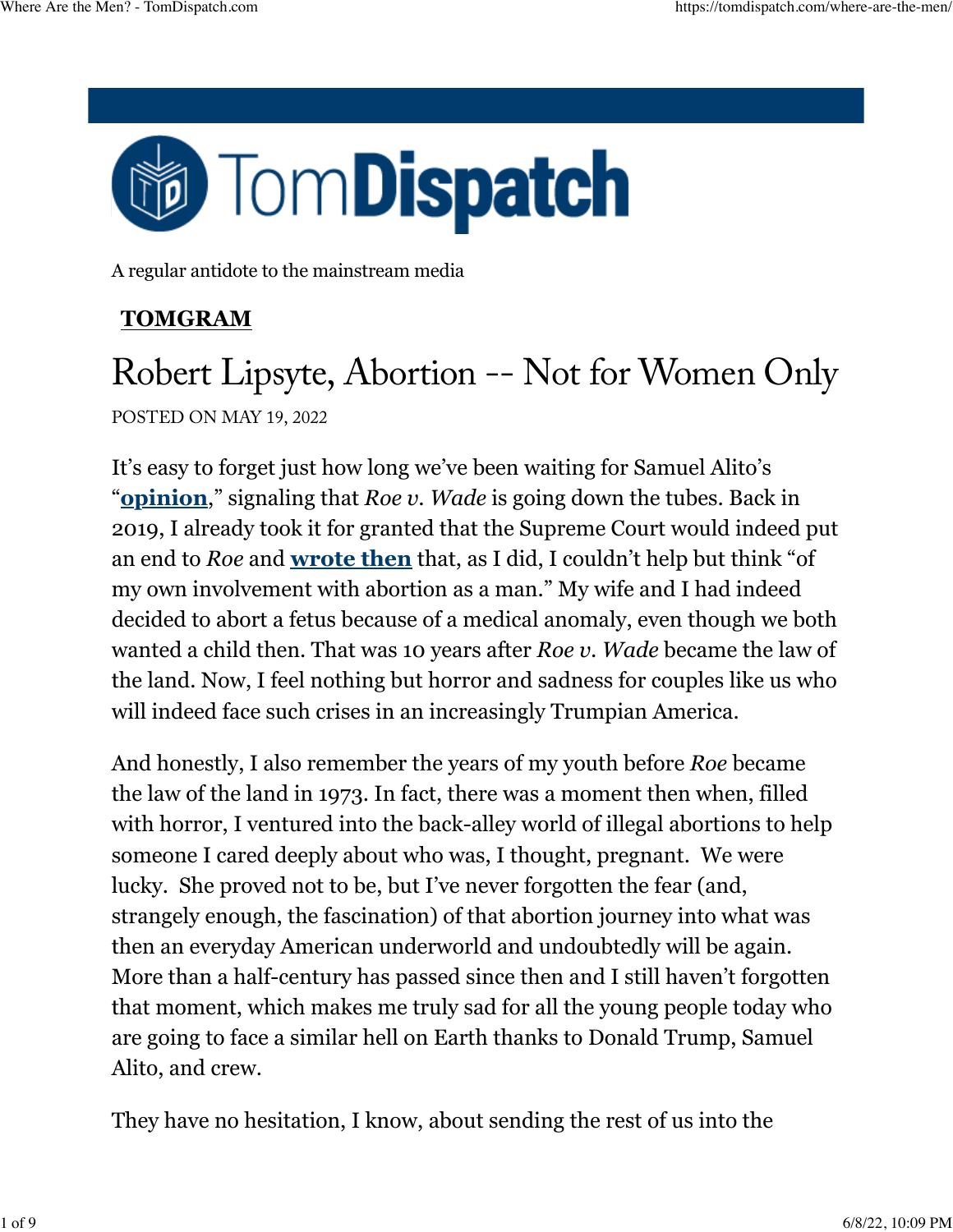TomDispatch

A regular antidote to the mainstream media

**TOMGRAM**

# Robert Lipsyte, Abortion -- Not for Women Only

POSTED ON MAY 19, 2022

It's easy to forget just how long we've been waiting for Samuel Alito's "**opinion**," signaling that *Roe v. Wade* is going down the tubes. Back in 2019, I already took it for granted that the Supreme Court would indeed put an end to *Roe* and **wrote then** that, as I did, I couldn't help but think "of my own involvement with abortion as a man." My wife and I had indeed decided to abort a fetus because of a medical anomaly, even though we both wanted a child then. That was 10 years after *Roe v. Wade* became the law of the land. Now, I feel nothing but horror and sadness for couples like us who will indeed face such crises in an increasingly Trumpian America.

And honestly, I also remember the years of my youth before *Roe* became the law of the land in 1973. In fact, there was a moment then when, filled with horror, I ventured into the back-alley world of illegal abortions to help someone I cared deeply about who was, I thought, pregnant. We were lucky. She proved not to be, but I've never forgotten the fear (and, strangely enough, the fascination) of that abortion journey into what was then an everyday American underworld and undoubtedly will be again. More than a half-century has passed since then and I still haven't forgotten that moment, which makes me truly sad for all the young people today who are going to face a similar hell on Earth thanks to Donald Trump, Samuel Alito, and crew.

They have no hesitation, I know, about sending the rest of us into the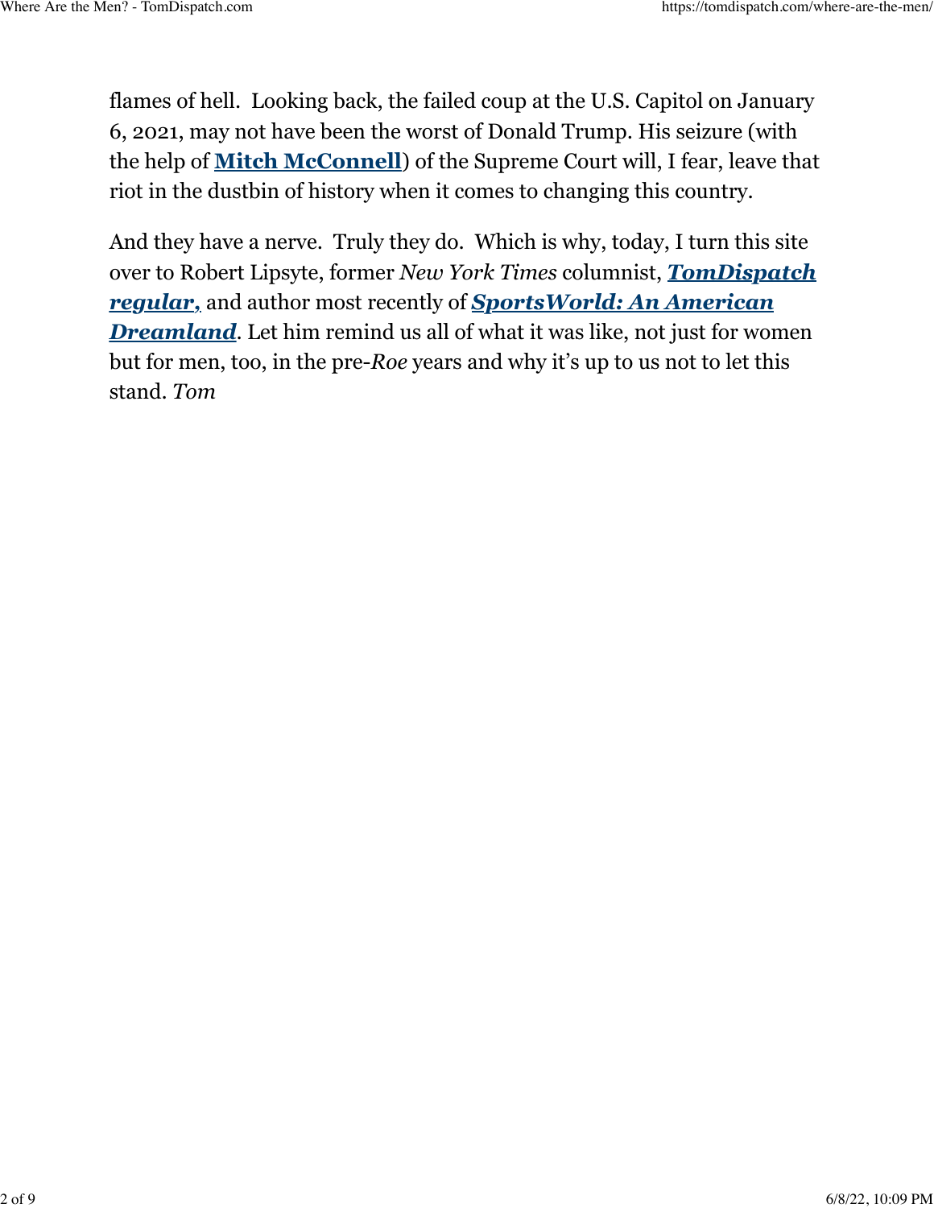flames of hell. Looking back, the failed coup at the U.S. Capitol on January 6, 2021, may not have been the worst of Donald Trump. His seizure (with the help of **Mitch McConnell**) of the Supreme Court will, I fear, leave that riot in the dustbin of history when it comes to changing this country.

And they have a nerve. Truly they do. Which is why, today, I turn this site over to Robert Lipsyte, former *New York Times* columnist, ***TomDispatch* regular,** and author most recently of ***SportsWorld: An American Dreamland***. Let him remind us all of what it was like, not just for women but for men, too, in the pre-*Roe* years and why it's up to us not to let this stand. *Tom*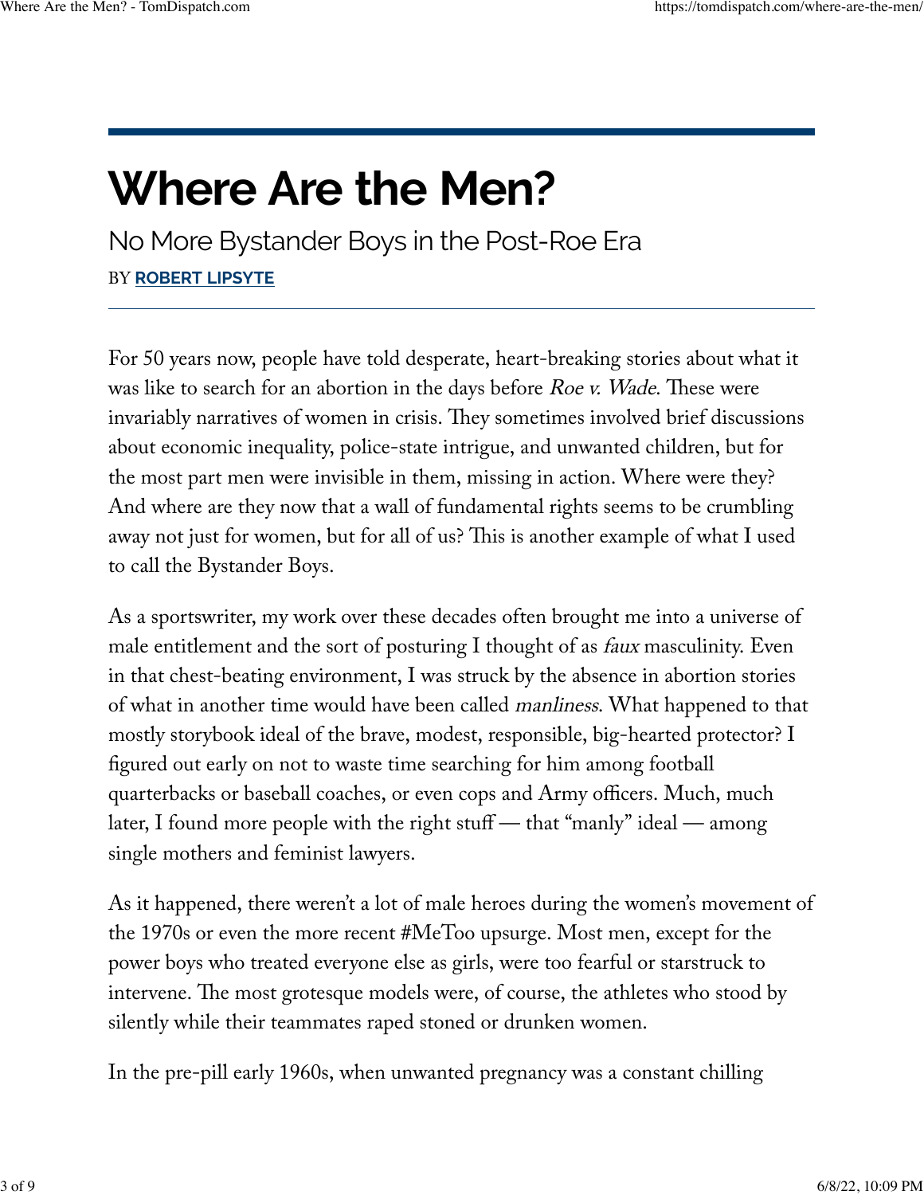# Where Are the Men?

## No More Bystander Boys in the Post-Roe Era

BY **ROBERT LIPSYTE**

---

For 50 years now, people have told desperate, heart-breaking stories about what it was like to search for an abortion in the days before *Roe v. Wade*. These were invariably narratives of women in crisis. They sometimes involved brief discussions about economic inequality, police-state intrigue, and unwanted children, but for the most part men were invisible in them, missing in action. Where were they? And where are they now that a wall of fundamental rights seems to be crumbling away not just for women, but for all of us? This is another example of what I used to call the Bystander Boys.

As a sportswriter, my work over these decades often brought me into a universe of male entitlement and the sort of posturing I thought of as *faux* masculinity. Even in that chest-beating environment, I was struck by the absence in abortion stories of what in another time would have been called *manliness*. What happened to that mostly storybook ideal of the brave, modest, responsible, big-hearted protector? I figured out early on not to waste time searching for him among football quarterbacks or baseball coaches, or even cops and Army officers. Much, much later, I found more people with the right stuff — that "manly" ideal — among single mothers and feminist lawyers.

As it happened, there weren't a lot of male heroes during the women's movement of the 1970s or even the more recent #MeToo upsurge. Most men, except for the power boys who treated everyone else as girls, were too fearful or starstruck to intervene. The most grotesque models were, of course, the athletes who stood by silently while their teammates raped stoned or drunken women.

In the pre-pill early 1960s, when unwanted pregnancy was a constant chilling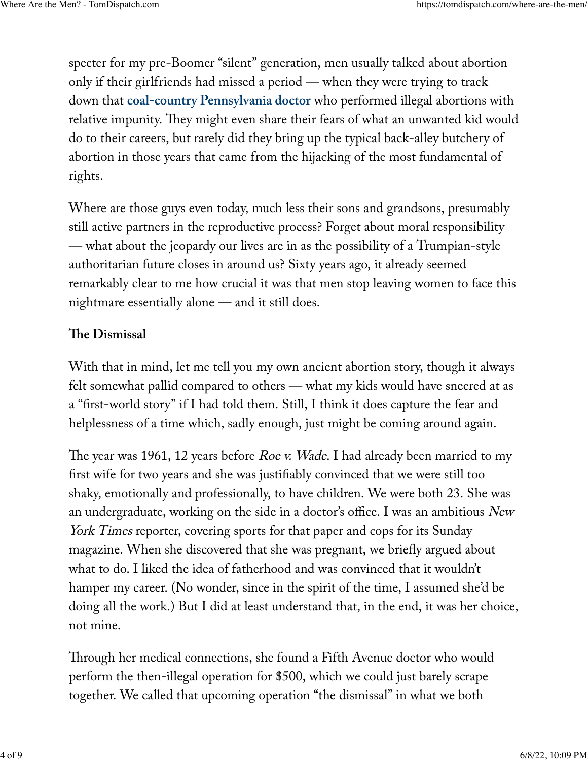specter for my pre-Boomer "silent" generation, men usually talked about abortion only if their girlfriends had missed a period — when they were trying to track down that **coal-country Pennsylvania doctor** who performed illegal abortions with relative impunity. They might even share their fears of what an unwanted kid would do to their careers, but rarely did they bring up the typical back-alley butchery of abortion in those years that came from the hijacking of the most fundamental of rights.

Where are those guys even today, much less their sons and grandsons, presumably still active partners in the reproductive process? Forget about moral responsibility — what about the jeopardy our lives are in as the possibility of a Trumpian-style authoritarian future closes in around us? Sixty years ago, it already seemed remarkably clear to me how crucial it was that men stop leaving women to face this nightmare essentially alone — and it still does.

**The Dismissal**

With that in mind, let me tell you my own ancient abortion story, though it always felt somewhat pallid compared to others — what my kids would have sneered at as a "first-world story" if I had told them. Still, I think it does capture the fear and helplessness of a time which, sadly enough, just might be coming around again.

The year was 1961, 12 years before *Roe v. Wade*. I had already been married to my first wife for two years and she was justifiably convinced that we were still too shaky, emotionally and professionally, to have children. We were both 23. She was an undergraduate, working on the side in a doctor's office. I was an ambitious *New York Times* reporter, covering sports for that paper and cops for its Sunday magazine. When she discovered that she was pregnant, we briefly argued about what to do. I liked the idea of fatherhood and was convinced that it wouldn't hamper my career. (No wonder, since in the spirit of the time, I assumed she'd be doing all the work.) But I did at least understand that, in the end, it was her choice, not mine.

Through her medical connections, she found a Fifth Avenue doctor who would perform the then-illegal operation for $500, which we could just barely scrape together. We called that upcoming operation "the dismissal" in what we both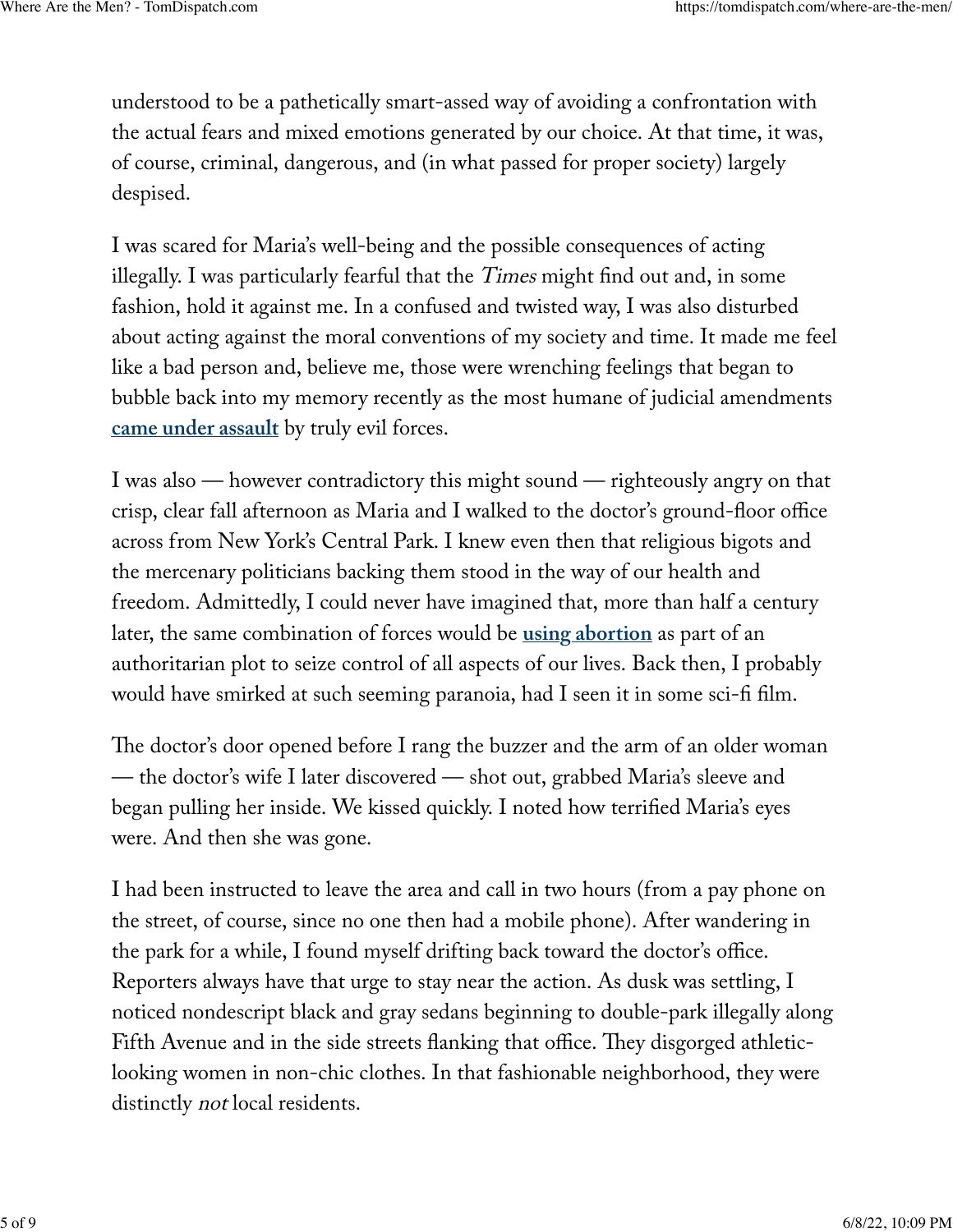understood to be a pathetically smart-assed way of avoiding a confrontation with the actual fears and mixed emotions generated by our choice. At that time, it was, of course, criminal, dangerous, and (in what passed for proper society) largely despised.

I was scared for Maria's well-being and the possible consequences of acting illegally. I was particularly fearful that the *Times* might find out and, in some fashion, hold it against me. In a confused and twisted way, I was also disturbed about acting against the moral conventions of my society and time. It made me feel like a bad person and, believe me, those were wrenching feelings that began to bubble back into my memory recently as the most humane of judicial amendments **came under assault** by truly evil forces.

I was also — however contradictory this might sound — righteously angry on that crisp, clear fall afternoon as Maria and I walked to the doctor's ground-floor office across from New York's Central Park. I knew even then that religious bigots and the mercenary politicians backing them stood in the way of our health and freedom. Admittedly, I could never have imagined that, more than half a century later, the same combination of forces would be **using abortion** as part of an authoritarian plot to seize control of all aspects of our lives. Back then, I probably would have smirked at such seeming paranoia, had I seen it in some sci-fi film.

The doctor's door opened before I rang the buzzer and the arm of an older woman — the doctor's wife I later discovered — shot out, grabbed Maria's sleeve and began pulling her inside. We kissed quickly. I noted how terrified Maria's eyes were. And then she was gone.

I had been instructed to leave the area and call in two hours (from a pay phone on the street, of course, since no one then had a mobile phone). After wandering in the park for a while, I found myself drifting back toward the doctor's office. Reporters always have that urge to stay near the action. As dusk was settling, I noticed nondescript black and gray sedans beginning to double-park illegally along Fifth Avenue and in the side streets flanking that office. They disgorged athletic-looking women in non-chic clothes. In that fashionable neighborhood, they were distinctly *not* local residents.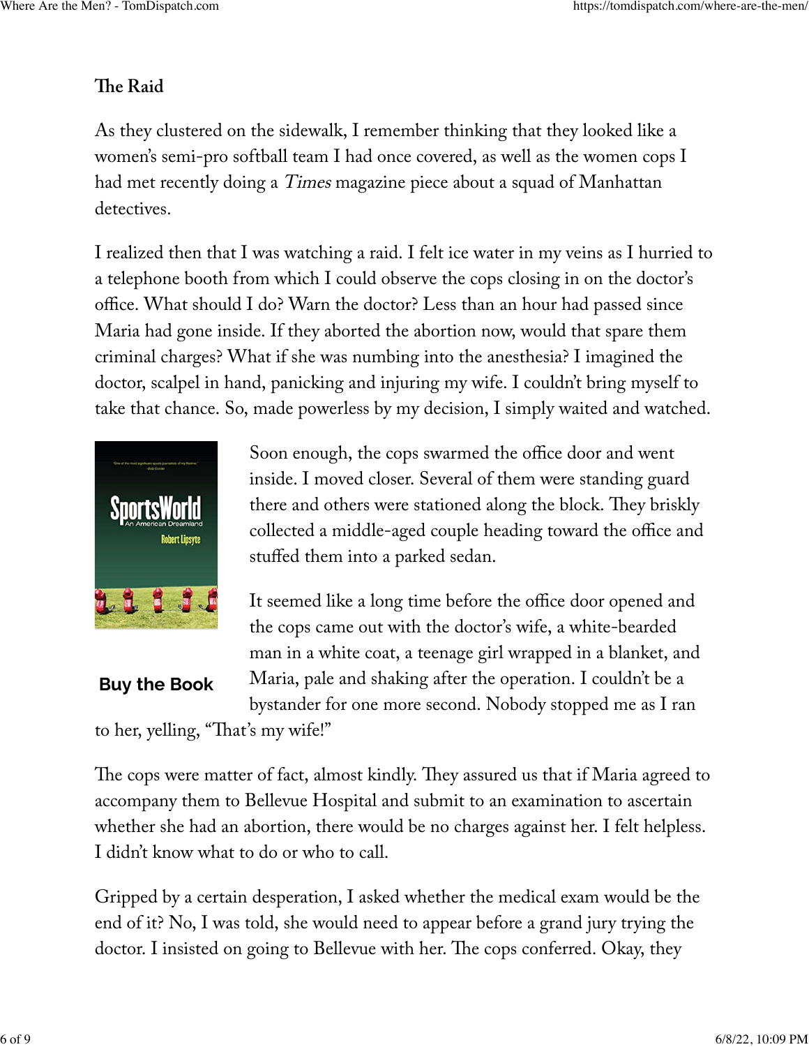### The Raid

As they clustered on the sidewalk, I remember thinking that they looked like a women's semi-pro softball team I had once covered, as well as the women cops I had met recently doing a *Times* magazine piece about a squad of Manhattan detectives.

I realized then that I was watching a raid. I felt ice water in my veins as I hurried to a telephone booth from which I could observe the cops closing in on the doctor's office. What should I do? Warn the doctor? Less than an hour had passed since Maria had gone inside. If they aborted the abortion now, would that spare them criminal charges? What if she was numbing into the anesthesia? I imagined the doctor, scalpel in hand, panicking and injuring my wife. I couldn't bring myself to take that chance. So, made powerless by my decision, I simply waited and watched.

Buy the Book

Soon enough, the cops swarmed the office door and went inside. I moved closer. Several of them were standing guard there and others were stationed along the block. They briskly collected a middle-aged couple heading toward the office and stuffed them into a parked sedan.

It seemed like a long time before the office door opened and the cops came out with the doctor's wife, a white-bearded man in a white coat, a teenage girl wrapped in a blanket, and Maria, pale and shaking after the operation. I couldn't be a bystander for one more second. Nobody stopped me as I ran to her, yelling, "That's my wife!"

The cops were matter of fact, almost kindly. They assured us that if Maria agreed to accompany them to Bellevue Hospital and submit to an examination to ascertain whether she had an abortion, there would be no charges against her. I felt helpless. I didn't know what to do or who to call.

Gripped by a certain desperation, I asked whether the medical exam would be the end of it? No, I was told, she would need to appear before a grand jury trying the doctor. I insisted on going to Bellevue with her. The cops conferred. Okay, they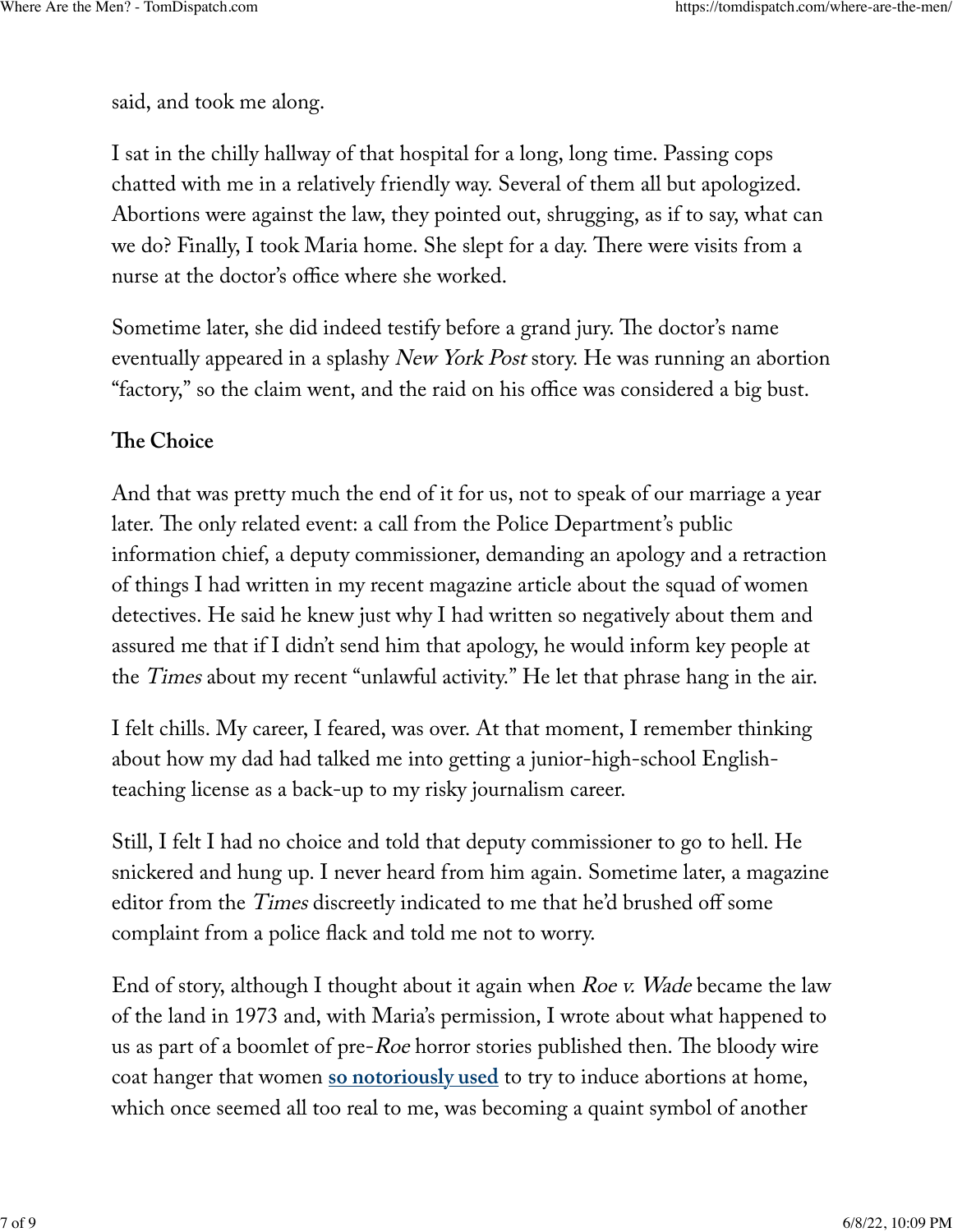said, and took me along.

I sat in the chilly hallway of that hospital for a long, long time. Passing cops chatted with me in a relatively friendly way. Several of them all but apologized. Abortions were against the law, they pointed out, shrugging, as if to say, what can we do? Finally, I took Maria home. She slept for a day. There were visits from a nurse at the doctor's office where she worked.

Sometime later, she did indeed testify before a grand jury. The doctor's name eventually appeared in a splashy *New York Post* story. He was running an abortion "factory," so the claim went, and the raid on his office was considered a big bust.

**The Choice**

And that was pretty much the end of it for us, not to speak of our marriage a year later. The only related event: a call from the Police Department's public information chief, a deputy commissioner, demanding an apology and a retraction of things I had written in my recent magazine article about the squad of women detectives. He said he knew just why I had written so negatively about them and assured me that if I didn't send him that apology, he would inform key people at the *Times* about my recent "unlawful activity." He let that phrase hang in the air.

I felt chills. My career, I feared, was over. At that moment, I remember thinking about how my dad had talked me into getting a junior-high-school English-teaching license as a back-up to my risky journalism career.

Still, I felt I had no choice and told that deputy commissioner to go to hell. He snickered and hung up. I never heard from him again. Sometime later, a magazine editor from the *Times* discreetly indicated to me that he'd brushed off some complaint from a police flack and told me not to worry.

End of story, although I thought about it again when *Roe v. Wade* became the law of the land in 1973 and, with Maria's permission, I wrote about what happened to us as part of a boomlet of pre-*Roe* horror stories published then. The bloody wire coat hanger that women **so notoriously used** to try to induce abortions at home, which once seemed all too real to me, was becoming a quaint symbol of another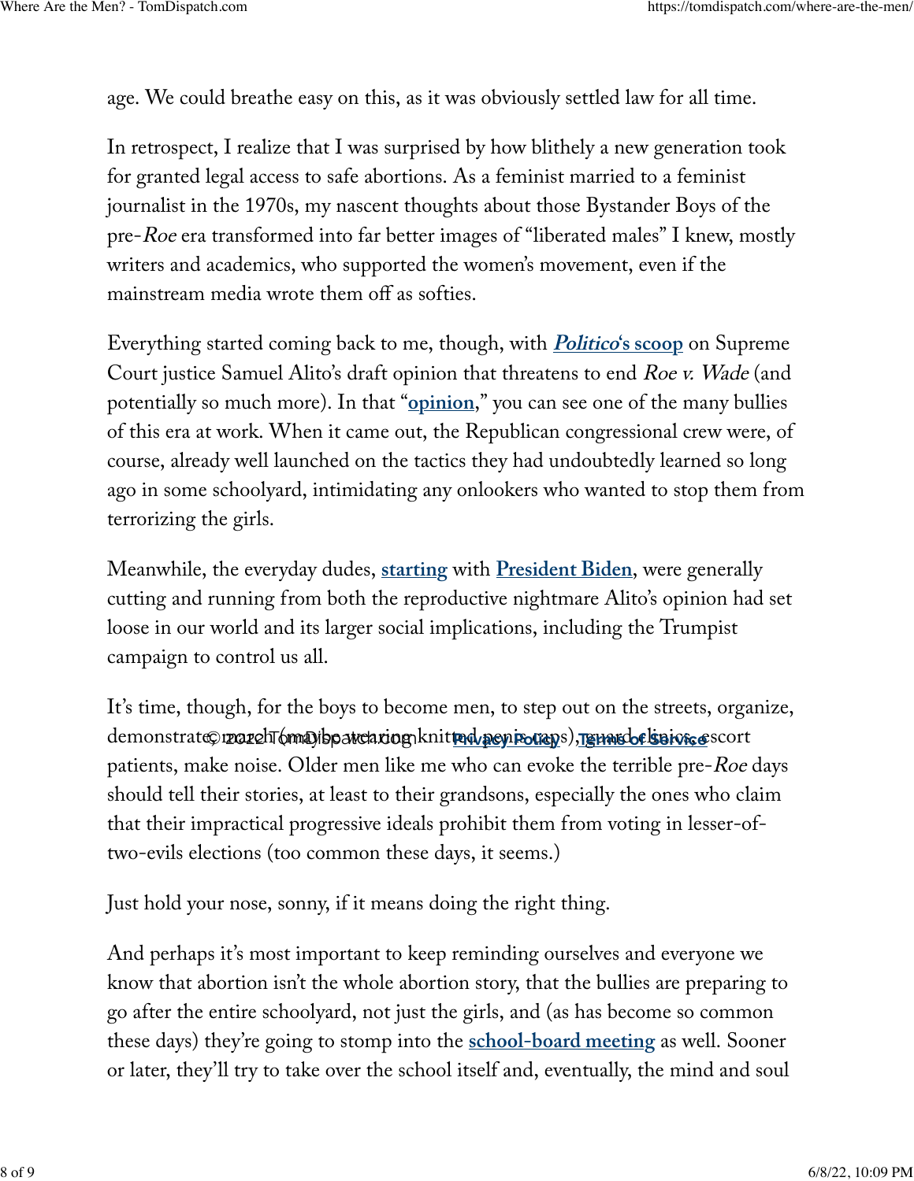age. We could breathe easy on this, as it was obviously settled law for all time.

In retrospect, I realize that I was surprised by how blithely a new generation took for granted legal access to safe abortions. As a feminist married to a feminist journalist in the 1970s, my nascent thoughts about those Bystander Boys of the pre-*Roe* era transformed into far better images of "liberated males" I knew, mostly writers and academics, who supported the women's movement, even if the mainstream media wrote them off as softies.

Everything started coming back to me, though, with ***Politico*'s scoop** on Supreme Court justice Samuel Alito's draft opinion that threatens to end *Roe v. Wade* (and potentially so much more). In that "**opinion**," you can see one of the many bullies of this era at work. When it came out, the Republican congressional crew were, of course, already well launched on the tactics they had undoubtedly learned so long ago in some schoolyard, intimidating any onlookers who wanted to stop them from terrorizing the girls.

Meanwhile, the everyday dudes, **starting** with **President Biden**, were generally cutting and running from both the reproductive nightmare Alito's opinion had set loose in our world and its larger social implications, including the Trumpist campaign to control us all.

It's time, though, for the boys to become men, to step out on the streets, organize, demonstrate, march (maybe wearing knitted penis caps), guard clinics, escort patients, make noise. Older men like me who can evoke the terrible pre-*Roe* days should tell their stories, at least to their grandsons, especially the ones who claim that their impractical progressive ideals prohibit them from voting in lesser-of-two-evils elections (too common these days, it seems.)

Just hold your nose, sonny, if it means doing the right thing.

And perhaps it's most important to keep reminding ourselves and everyone we know that abortion isn't the whole abortion story, that the bullies are preparing to go after the entire schoolyard, not just the girls, and (as has become so common these days) they're going to stomp into the **school-board meeting** as well. Sooner or later, they'll try to take over the school itself and, eventually, the mind and soul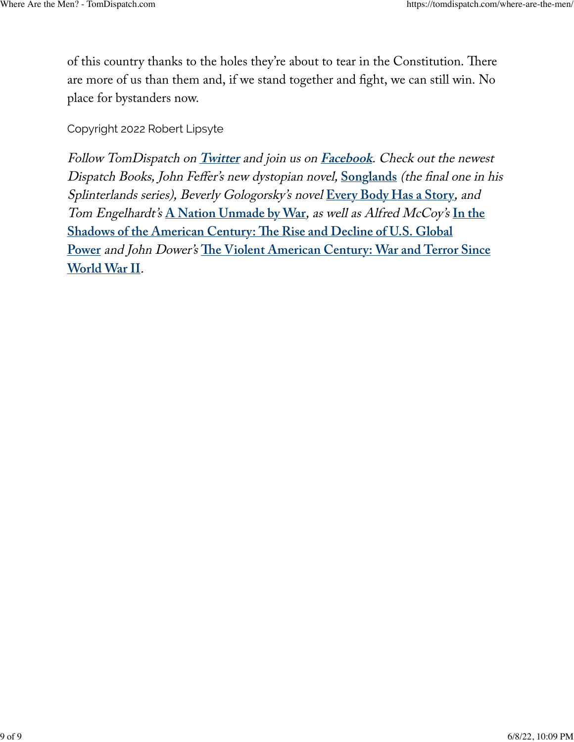of this country thanks to the holes they're about to tear in the Constitution. There are more of us than them and, if we stand together and fight, we can still win. No place for bystanders now.

Copyright 2022 Robert Lipsyte

*Follow TomDispatch on **Twitter** and join us on **Facebook**. Check out the newest Dispatch Books, John Feffer's new dystopian novel,* **Songlands** *(the final one in his Splinterlands series), Beverly Gologorsky's novel* **Every Body Has a Story***, and Tom Engelhardt's* **A Nation Unmade by War***, as well as Alfred McCoy's* **In the Shadows of the American Century: The Rise and Decline of U.S. Global Power** *and John Dower's* **The Violent American Century: War and Terror Since World War II***.*